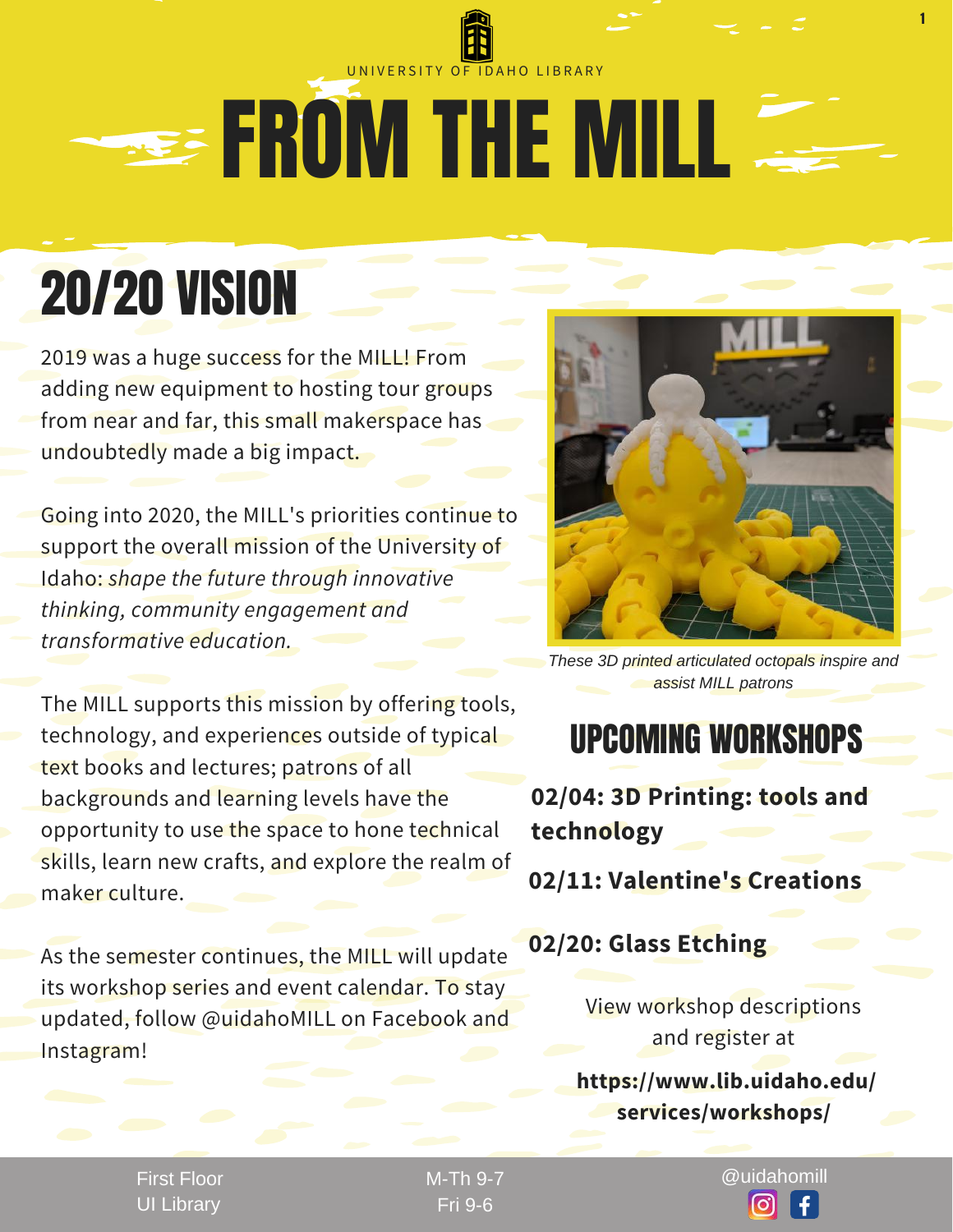UNIVERSITY OF IDAHO LIBRARY

# FROM THE MILL

## 20/20 VISION

2019 was a huge success for the MILL! From adding new equipment to hosting tour groups from near and far, this small makerspace has undoubtedly made a big impact.

Going into 2020, the MILL's priorities continue to support the overall mission of the University of Idaho: *shape the future through innovative thinking, community engagement and transformative education.*

The MILL supports this mission by offering tools, technology, and experiences outside of typical text books and lectures; patrons of all backgrounds and learning levels have the opportunity to use the space to hone technical skills, learn new crafts, and explore the realm of maker culture.

As the semester continues, the MILL will update its workshop series and event calendar. To stay updated, follow @uidahoMILL on Facebook and Instagram!

*These 3D printed articulated octopals inspire and assist MILL patrons*

## UPCOMING WORKSHOPS

**02/04: 3D Printing: tools and technology**

**02/11: Valentine's Creations**

**02/20: Glass Etching**

View workshop descriptions and register at

**https://www.lib.uidaho.edu/services/workshops/**

First Floor
UI Library

M-Th 9-7
Fri 9-6

@uidahomill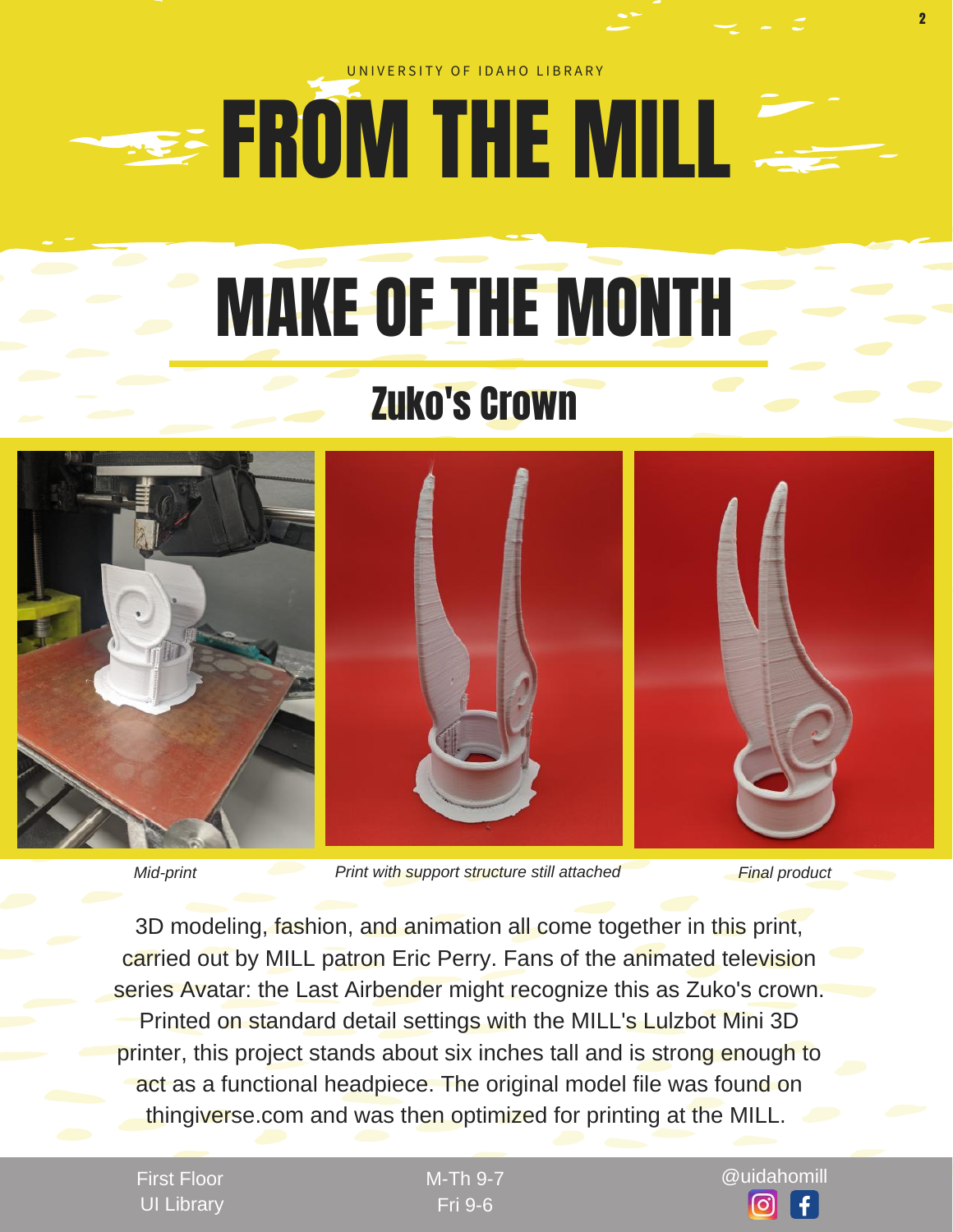UNIVERSITY OF IDAHO LIBRARY

# FROM THE MILL

## MAKE OF THE MONTH

### Zuko's Crown

*Mid-print*

*Print with support structure still attached*

*Final product*

3D modeling, fashion, and animation all come together in this print, carried out by MILL patron Eric Perry. Fans of the animated television series Avatar: the Last Airbender might recognize this as Zuko's crown. Printed on standard detail settings with the MILL's Lulzbot Mini 3D printer, this project stands about six inches tall and is strong enough to act as a functional headpiece. The original model file was found on thingiverse.com and was then optimized for printing at the MILL.

First Floor
UI Library

M-Th 9-7
Fri 9-6

@uidahomill